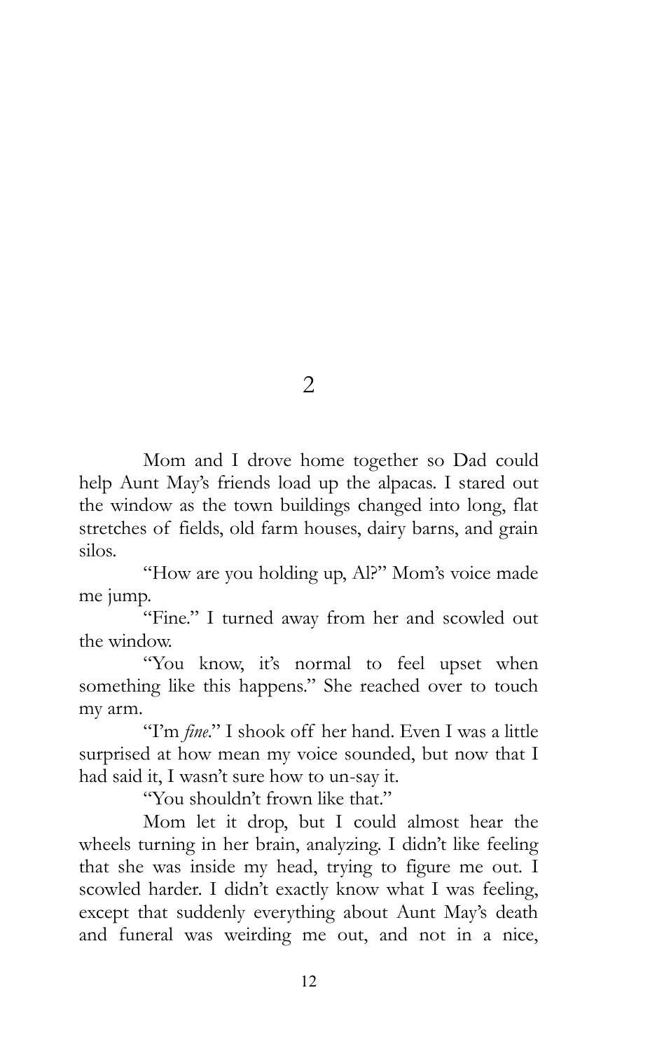## 2

Mom and I drove home together so Dad could help Aunt May's friends load up the alpacas. I stared out the window as the town buildings changed into long, flat stretches of fields, old farm houses, dairy barns, and grain silos.

"How are you holding up, Al?" Mom's voice made me jump.

"Fine." I turned away from her and scowled out the window.

"You know, it's normal to feel upset when something like this happens." She reached over to touch my arm.

"I'm *fine*." I shook off her hand. Even I was a little surprised at how mean my voice sounded, but now that I had said it, I wasn't sure how to un-say it.

"You shouldn't frown like that."

Mom let it drop, but I could almost hear the wheels turning in her brain, analyzing. I didn't like feeling that she was inside my head, trying to figure me out. I scowled harder. I didn't exactly know what I was feeling, except that suddenly everything about Aunt May's death and funeral was weirding me out, and not in a nice,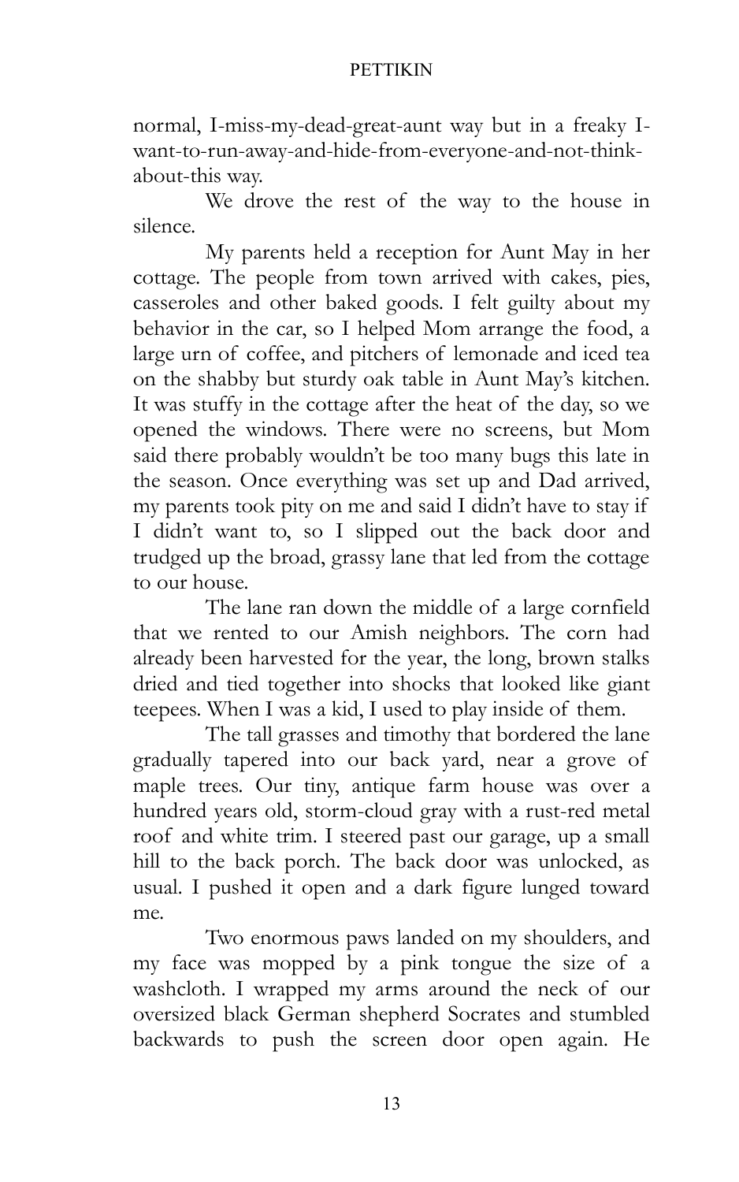normal, I-miss-my-dead-great-aunt way but in a freaky I-want-to-run-away-and-hide-from-everyone-and-not-think-about-this way.

We drove the rest of the way to the house in silence.

My parents held a reception for Aunt May in her cottage. The people from town arrived with cakes, pies, casseroles and other baked goods. I felt guilty about my behavior in the car, so I helped Mom arrange the food, a large urn of coffee, and pitchers of lemonade and iced tea on the shabby but sturdy oak table in Aunt May's kitchen. It was stuffy in the cottage after the heat of the day, so we opened the windows. There were no screens, but Mom said there probably wouldn't be too many bugs this late in the season. Once everything was set up and Dad arrived, my parents took pity on me and said I didn't have to stay if I didn't want to, so I slipped out the back door and trudged up the broad, grassy lane that led from the cottage to our house.

The lane ran down the middle of a large cornfield that we rented to our Amish neighbors. The corn had already been harvested for the year, the long, brown stalks dried and tied together into shocks that looked like giant teepees. When I was a kid, I used to play inside of them.

The tall grasses and timothy that bordered the lane gradually tapered into our back yard, near a grove of maple trees. Our tiny, antique farm house was over a hundred years old, storm-cloud gray with a rust-red metal roof and white trim. I steered past our garage, up a small hill to the back porch. The back door was unlocked, as usual. I pushed it open and a dark figure lunged toward me.

Two enormous paws landed on my shoulders, and my face was mopped by a pink tongue the size of a washcloth. I wrapped my arms around the neck of our oversized black German shepherd Socrates and stumbled backwards to push the screen door open again. He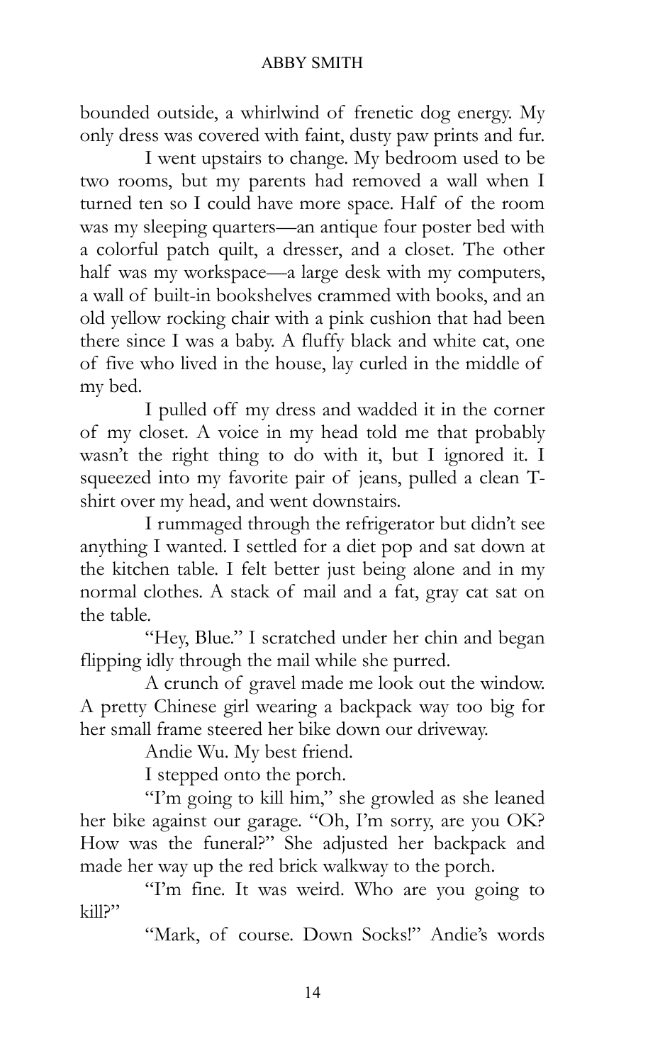bounded outside, a whirlwind of frenetic dog energy. My only dress was covered with faint, dusty paw prints and fur.

I went upstairs to change. My bedroom used to be two rooms, but my parents had removed a wall when I turned ten so I could have more space. Half of the room was my sleeping quarters—an antique four poster bed with a colorful patch quilt, a dresser, and a closet. The other half was my workspace—a large desk with my computers, a wall of built-in bookshelves crammed with books, and an old yellow rocking chair with a pink cushion that had been there since I was a baby. A fluffy black and white cat, one of five who lived in the house, lay curled in the middle of my bed.

I pulled off my dress and wadded it in the corner of my closet. A voice in my head told me that probably wasn't the right thing to do with it, but I ignored it. I squeezed into my favorite pair of jeans, pulled a clean T-shirt over my head, and went downstairs.

I rummaged through the refrigerator but didn't see anything I wanted. I settled for a diet pop and sat down at the kitchen table. I felt better just being alone and in my normal clothes. A stack of mail and a fat, gray cat sat on the table.

"Hey, Blue." I scratched under her chin and began flipping idly through the mail while she purred.

A crunch of gravel made me look out the window. A pretty Chinese girl wearing a backpack way too big for her small frame steered her bike down our driveway.

Andie Wu. My best friend.

I stepped onto the porch.

"I'm going to kill him," she growled as she leaned her bike against our garage. "Oh, I'm sorry, are you OK? How was the funeral?" She adjusted her backpack and made her way up the red brick walkway to the porch.

"I'm fine. It was weird. Who are you going to kill?"

"Mark, of course. Down Socks!" Andie's words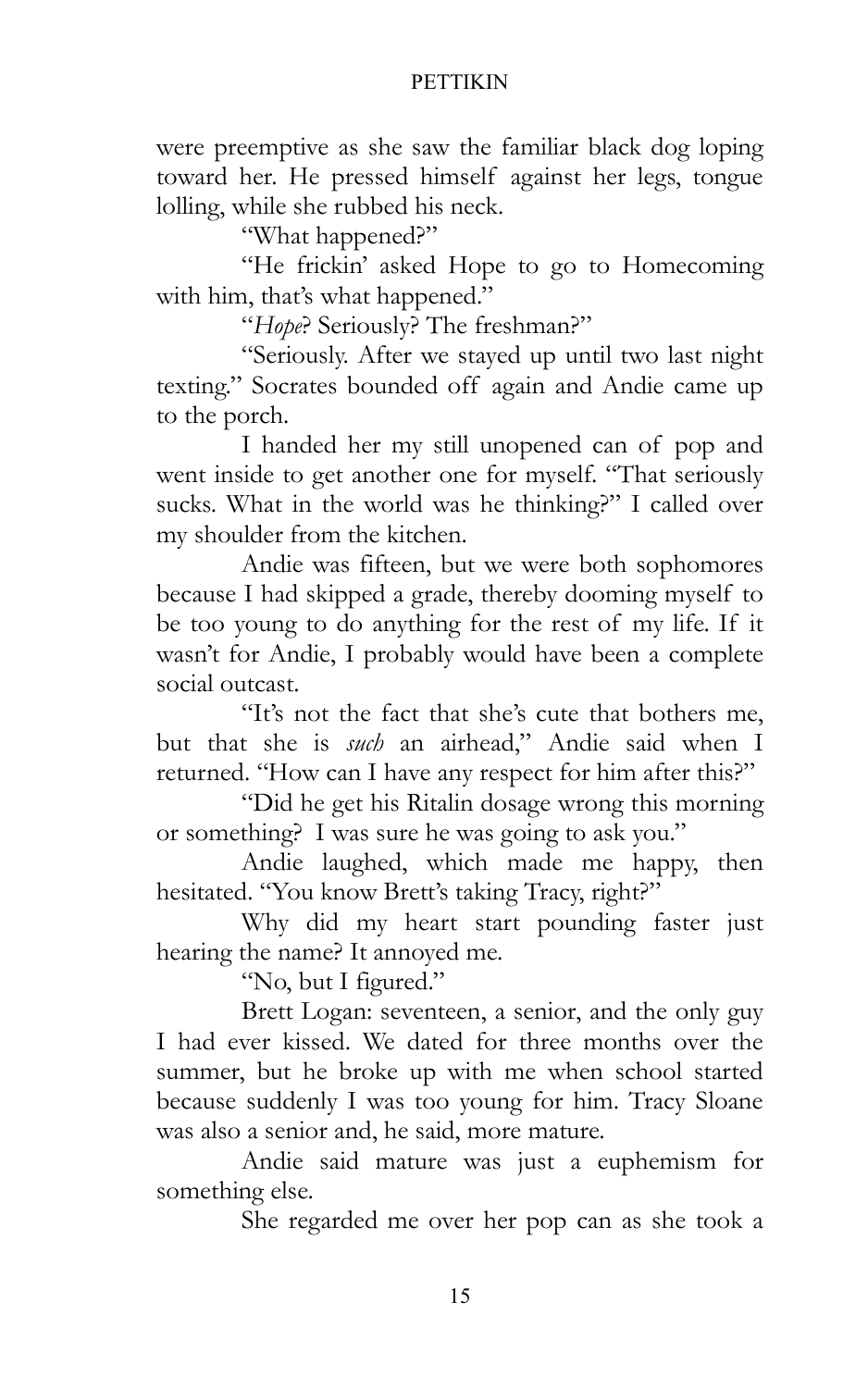were preemptive as she saw the familiar black dog loping toward her. He pressed himself against her legs, tongue lolling, while she rubbed his neck.

"What happened?"

"He frickin' asked Hope to go to Homecoming with him, that's what happened."

"*Hope*? Seriously? The freshman?"

"Seriously. After we stayed up until two last night texting." Socrates bounded off again and Andie came up to the porch.

I handed her my still unopened can of pop and went inside to get another one for myself. "That seriously sucks. What in the world was he thinking?" I called over my shoulder from the kitchen.

Andie was fifteen, but we were both sophomores because I had skipped a grade, thereby dooming myself to be too young to do anything for the rest of my life. If it wasn't for Andie, I probably would have been a complete social outcast.

"It's not the fact that she's cute that bothers me, but that she is *such* an airhead," Andie said when I returned. "How can I have any respect for him after this?"

"Did he get his Ritalin dosage wrong this morning or something? I was sure he was going to ask you."

Andie laughed, which made me happy, then hesitated. "You know Brett's taking Tracy, right?"

Why did my heart start pounding faster just hearing the name? It annoyed me.

"No, but I figured."

Brett Logan: seventeen, a senior, and the only guy I had ever kissed. We dated for three months over the summer, but he broke up with me when school started because suddenly I was too young for him. Tracy Sloane was also a senior and, he said, more mature.

Andie said mature was just a euphemism for something else.

She regarded me over her pop can as she took a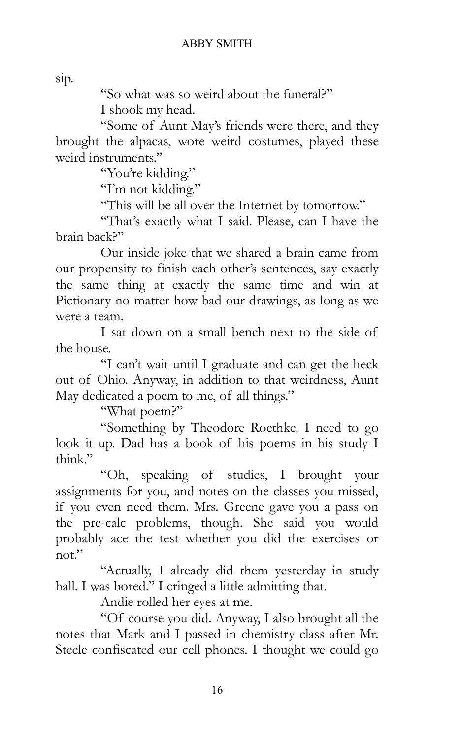sip.

"So what was so weird about the funeral?"

I shook my head.

"Some of Aunt May's friends were there, and they brought the alpacas, wore weird costumes, played these weird instruments."

"You're kidding."

"I'm not kidding."

"This will be all over the Internet by tomorrow."

"That's exactly what I said. Please, can I have the brain back?"

Our inside joke that we shared a brain came from our propensity to finish each other's sentences, say exactly the same thing at exactly the same time and win at Pictionary no matter how bad our drawings, as long as we were a team.

I sat down on a small bench next to the side of the house.

"I can't wait until I graduate and can get the heck out of Ohio. Anyway, in addition to that weirdness, Aunt May dedicated a poem to me, of all things."

"What poem?"

"Something by Theodore Roethke. I need to go look it up. Dad has a book of his poems in his study I think."

"Oh, speaking of studies, I brought your assignments for you, and notes on the classes you missed, if you even need them. Mrs. Greene gave you a pass on the pre-calc problems, though. She said you would probably ace the test whether you did the exercises or not."

"Actually, I already did them yesterday in study hall. I was bored." I cringed a little admitting that.

Andie rolled her eyes at me.

"Of course you did. Anyway, I also brought all the notes that Mark and I passed in chemistry class after Mr. Steele confiscated our cell phones. I thought we could go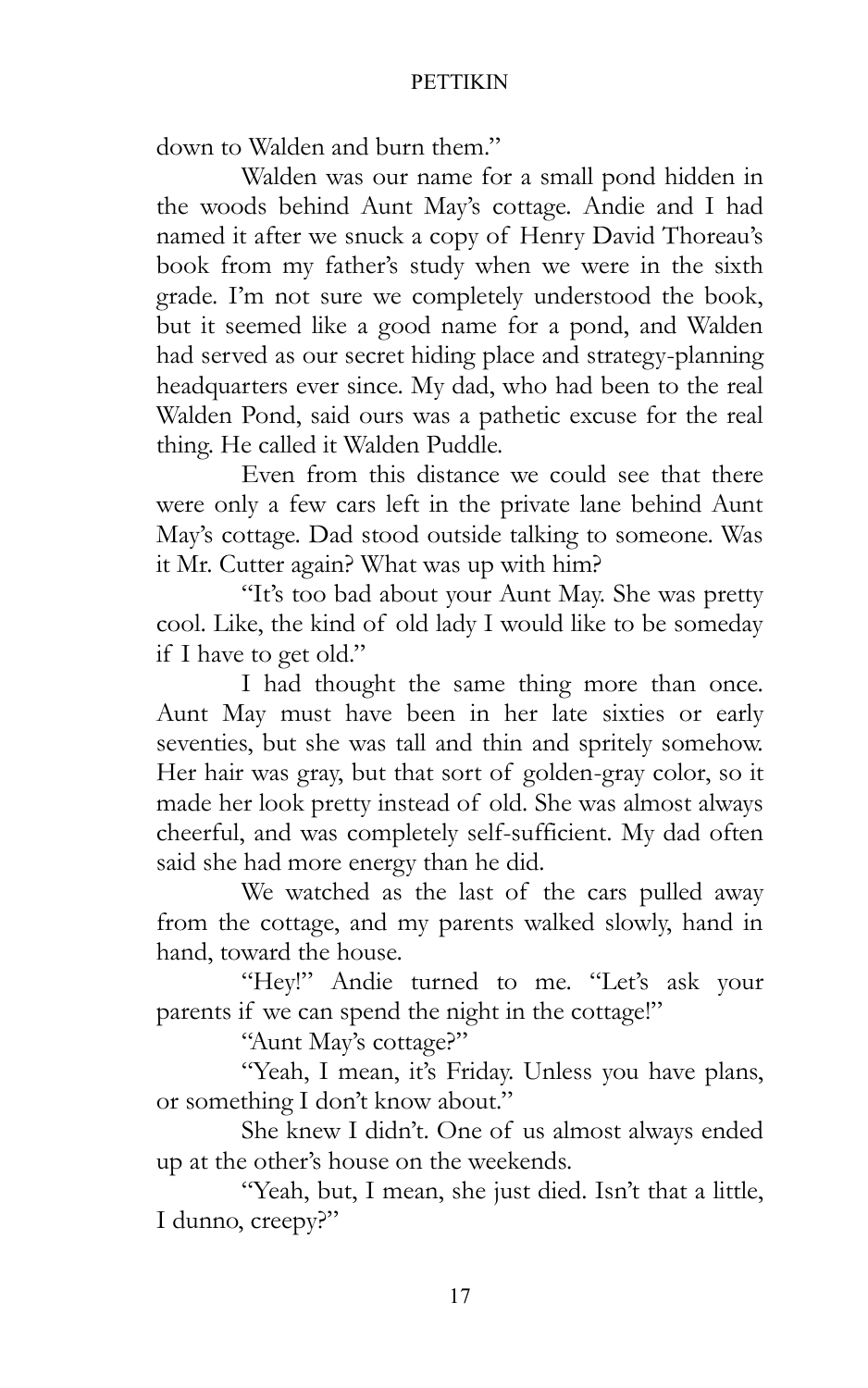down to Walden and burn them."

Walden was our name for a small pond hidden in the woods behind Aunt May's cottage. Andie and I had named it after we snuck a copy of Henry David Thoreau's book from my father's study when we were in the sixth grade. I'm not sure we completely understood the book, but it seemed like a good name for a pond, and Walden had served as our secret hiding place and strategy-planning headquarters ever since. My dad, who had been to the real Walden Pond, said ours was a pathetic excuse for the real thing. He called it Walden Puddle.

Even from this distance we could see that there were only a few cars left in the private lane behind Aunt May's cottage. Dad stood outside talking to someone. Was it Mr. Cutter again? What was up with him?

"It's too bad about your Aunt May. She was pretty cool. Like, the kind of old lady I would like to be someday if I have to get old."

I had thought the same thing more than once. Aunt May must have been in her late sixties or early seventies, but she was tall and thin and spritely somehow. Her hair was gray, but that sort of golden-gray color, so it made her look pretty instead of old. She was almost always cheerful, and was completely self-sufficient. My dad often said she had more energy than he did.

We watched as the last of the cars pulled away from the cottage, and my parents walked slowly, hand in hand, toward the house.

"Hey!" Andie turned to me. "Let's ask your parents if we can spend the night in the cottage!"

"Aunt May's cottage?"

"Yeah, I mean, it's Friday. Unless you have plans, or something I don't know about."

She knew I didn't. One of us almost always ended up at the other's house on the weekends.

"Yeah, but, I mean, she just died. Isn't that a little, I dunno, creepy?"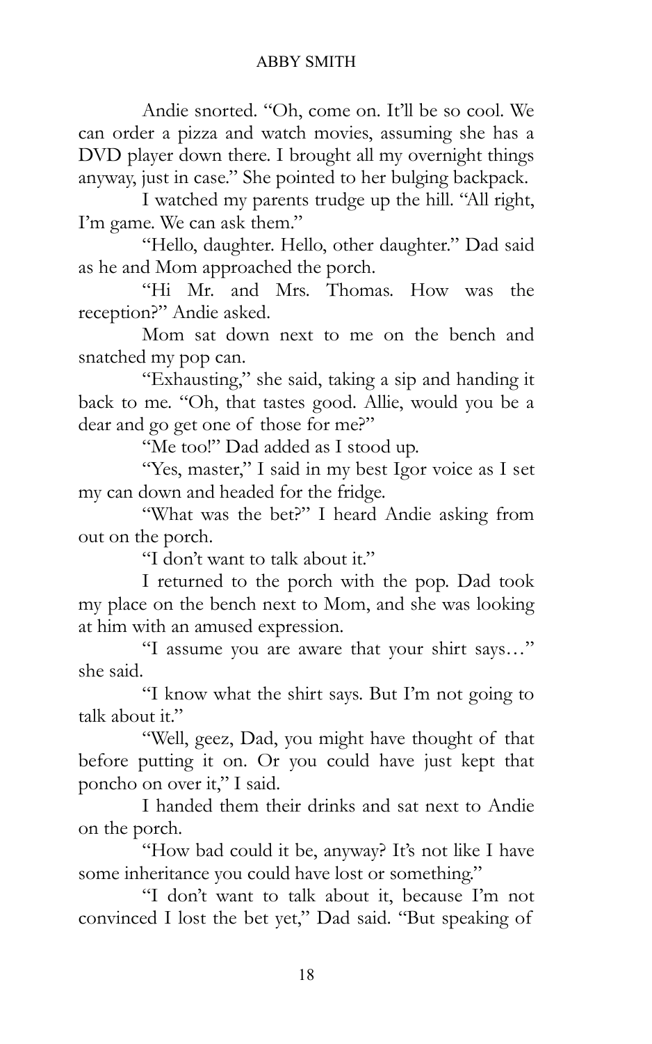Andie snorted. "Oh, come on. It'll be so cool. We can order a pizza and watch movies, assuming she has a DVD player down there. I brought all my overnight things anyway, just in case." She pointed to her bulging backpack.

I watched my parents trudge up the hill. "All right, I'm game. We can ask them."

"Hello, daughter. Hello, other daughter." Dad said as he and Mom approached the porch.

"Hi Mr. and Mrs. Thomas. How was the reception?" Andie asked.

Mom sat down next to me on the bench and snatched my pop can.

"Exhausting," she said, taking a sip and handing it back to me. "Oh, that tastes good. Allie, would you be a dear and go get one of those for me?"

"Me too!" Dad added as I stood up.

"Yes, master," I said in my best Igor voice as I set my can down and headed for the fridge.

"What was the bet?" I heard Andie asking from out on the porch.

"I don't want to talk about it."

I returned to the porch with the pop. Dad took my place on the bench next to Mom, and she was looking at him with an amused expression.

"I assume you are aware that your shirt says…" she said.

"I know what the shirt says. But I'm not going to talk about it."

"Well, geez, Dad, you might have thought of that before putting it on. Or you could have just kept that poncho on over it," I said.

I handed them their drinks and sat next to Andie on the porch.

"How bad could it be, anyway? It's not like I have some inheritance you could have lost or something."

"I don't want to talk about it, because I'm not convinced I lost the bet yet," Dad said. "But speaking of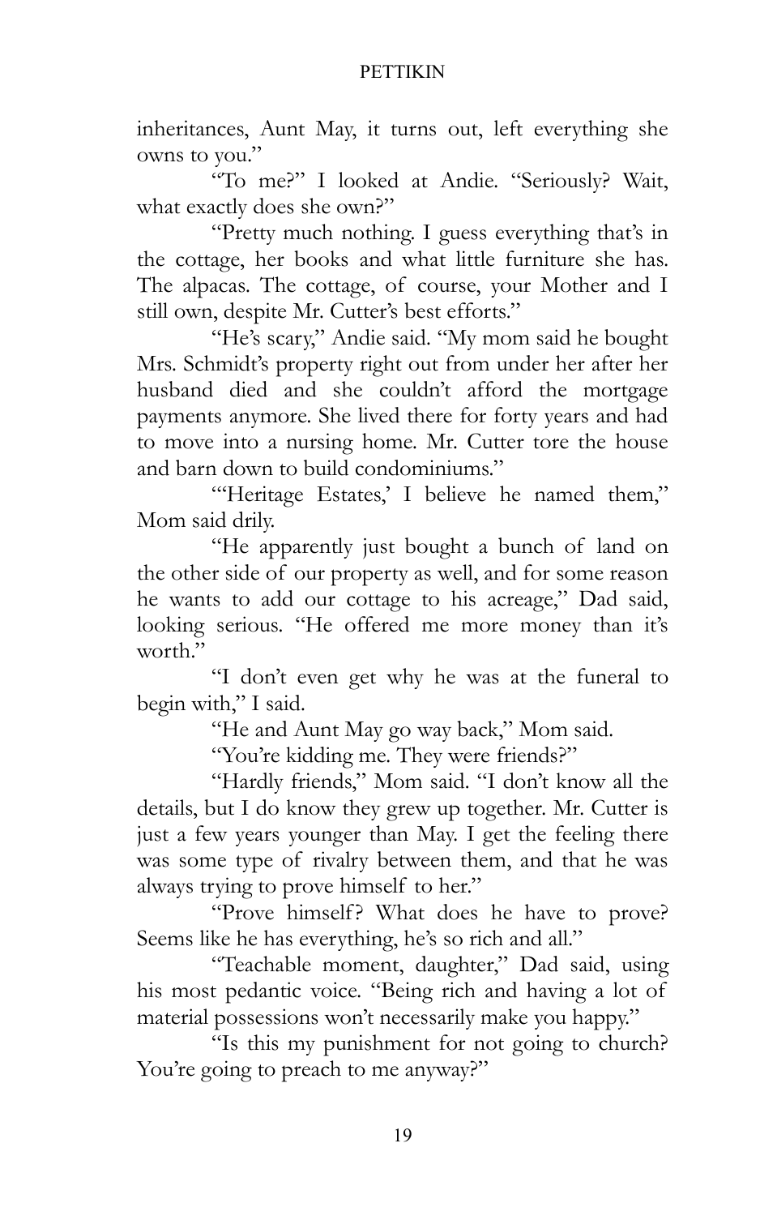inheritances, Aunt May, it turns out, left everything she owns to you."

"To me?" I looked at Andie. "Seriously? Wait, what exactly does she own?"

"Pretty much nothing. I guess everything that's in the cottage, her books and what little furniture she has. The alpacas. The cottage, of course, your Mother and I still own, despite Mr. Cutter's best efforts."

"He's scary," Andie said. "My mom said he bought Mrs. Schmidt's property right out from under her after her husband died and she couldn't afford the mortgage payments anymore. She lived there for forty years and had to move into a nursing home. Mr. Cutter tore the house and barn down to build condominiums."

"'Heritage Estates,' I believe he named them," Mom said drily.

"He apparently just bought a bunch of land on the other side of our property as well, and for some reason he wants to add our cottage to his acreage," Dad said, looking serious. "He offered me more money than it's worth."

"I don't even get why he was at the funeral to begin with," I said.

"He and Aunt May go way back," Mom said.

"You're kidding me. They were friends?"

"Hardly friends," Mom said. "I don't know all the details, but I do know they grew up together. Mr. Cutter is just a few years younger than May. I get the feeling there was some type of rivalry between them, and that he was always trying to prove himself to her."

"Prove himself? What does he have to prove? Seems like he has everything, he's so rich and all."

"Teachable moment, daughter," Dad said, using his most pedantic voice. "Being rich and having a lot of material possessions won't necessarily make you happy."

"Is this my punishment for not going to church? You're going to preach to me anyway?"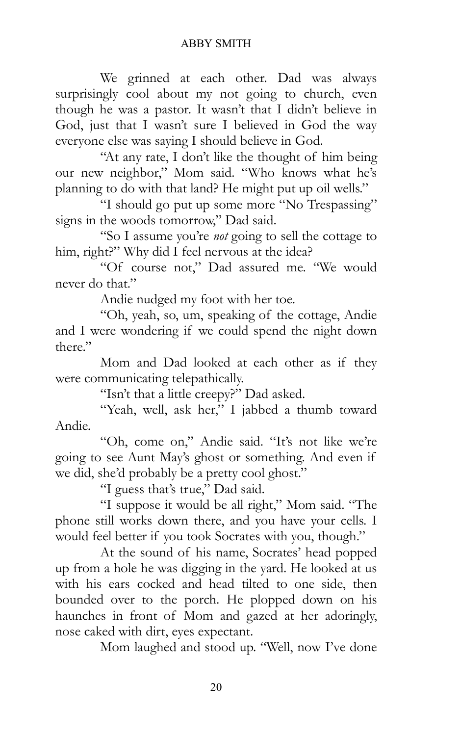We grinned at each other. Dad was always surprisingly cool about my not going to church, even though he was a pastor. It wasn't that I didn't believe in God, just that I wasn't sure I believed in God the way everyone else was saying I should believe in God.

"At any rate, I don't like the thought of him being our new neighbor," Mom said. "Who knows what he's planning to do with that land? He might put up oil wells."

"I should go put up some more "No Trespassing" signs in the woods tomorrow," Dad said.

"So I assume you're *not* going to sell the cottage to him, right?" Why did I feel nervous at the idea?

"Of course not," Dad assured me. "We would never do that."

Andie nudged my foot with her toe.

"Oh, yeah, so, um, speaking of the cottage, Andie and I were wondering if we could spend the night down there."

Mom and Dad looked at each other as if they were communicating telepathically.

"Isn't that a little creepy?" Dad asked.

"Yeah, well, ask her," I jabbed a thumb toward Andie.

"Oh, come on," Andie said. "It's not like we're going to see Aunt May's ghost or something. And even if we did, she'd probably be a pretty cool ghost."

"I guess that's true," Dad said.

"I suppose it would be all right," Mom said. "The phone still works down there, and you have your cells. I would feel better if you took Socrates with you, though."

At the sound of his name, Socrates' head popped up from a hole he was digging in the yard. He looked at us with his ears cocked and head tilted to one side, then bounded over to the porch. He plopped down on his haunches in front of Mom and gazed at her adoringly, nose caked with dirt, eyes expectant.

Mom laughed and stood up. "Well, now I've done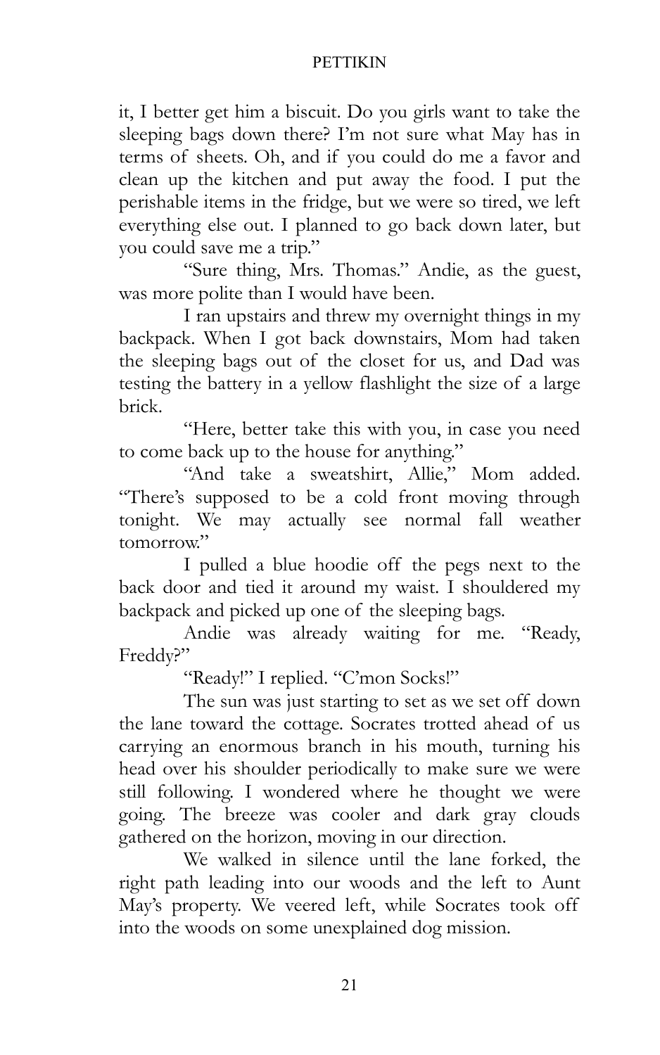it, I better get him a biscuit. Do you girls want to take the sleeping bags down there? I'm not sure what May has in terms of sheets. Oh, and if you could do me a favor and clean up the kitchen and put away the food. I put the perishable items in the fridge, but we were so tired, we left everything else out. I planned to go back down later, but you could save me a trip."

"Sure thing, Mrs. Thomas." Andie, as the guest, was more polite than I would have been.

I ran upstairs and threw my overnight things in my backpack. When I got back downstairs, Mom had taken the sleeping bags out of the closet for us, and Dad was testing the battery in a yellow flashlight the size of a large brick.

"Here, better take this with you, in case you need to come back up to the house for anything."

"And take a sweatshirt, Allie," Mom added. "There's supposed to be a cold front moving through tonight. We may actually see normal fall weather tomorrow."

I pulled a blue hoodie off the pegs next to the back door and tied it around my waist. I shouldered my backpack and picked up one of the sleeping bags.

Andie was already waiting for me. "Ready, Freddy?"

"Ready!" I replied. "C'mon Socks!"

The sun was just starting to set as we set off down the lane toward the cottage. Socrates trotted ahead of us carrying an enormous branch in his mouth, turning his head over his shoulder periodically to make sure we were still following. I wondered where he thought we were going. The breeze was cooler and dark gray clouds gathered on the horizon, moving in our direction.

We walked in silence until the lane forked, the right path leading into our woods and the left to Aunt May's property. We veered left, while Socrates took off into the woods on some unexplained dog mission.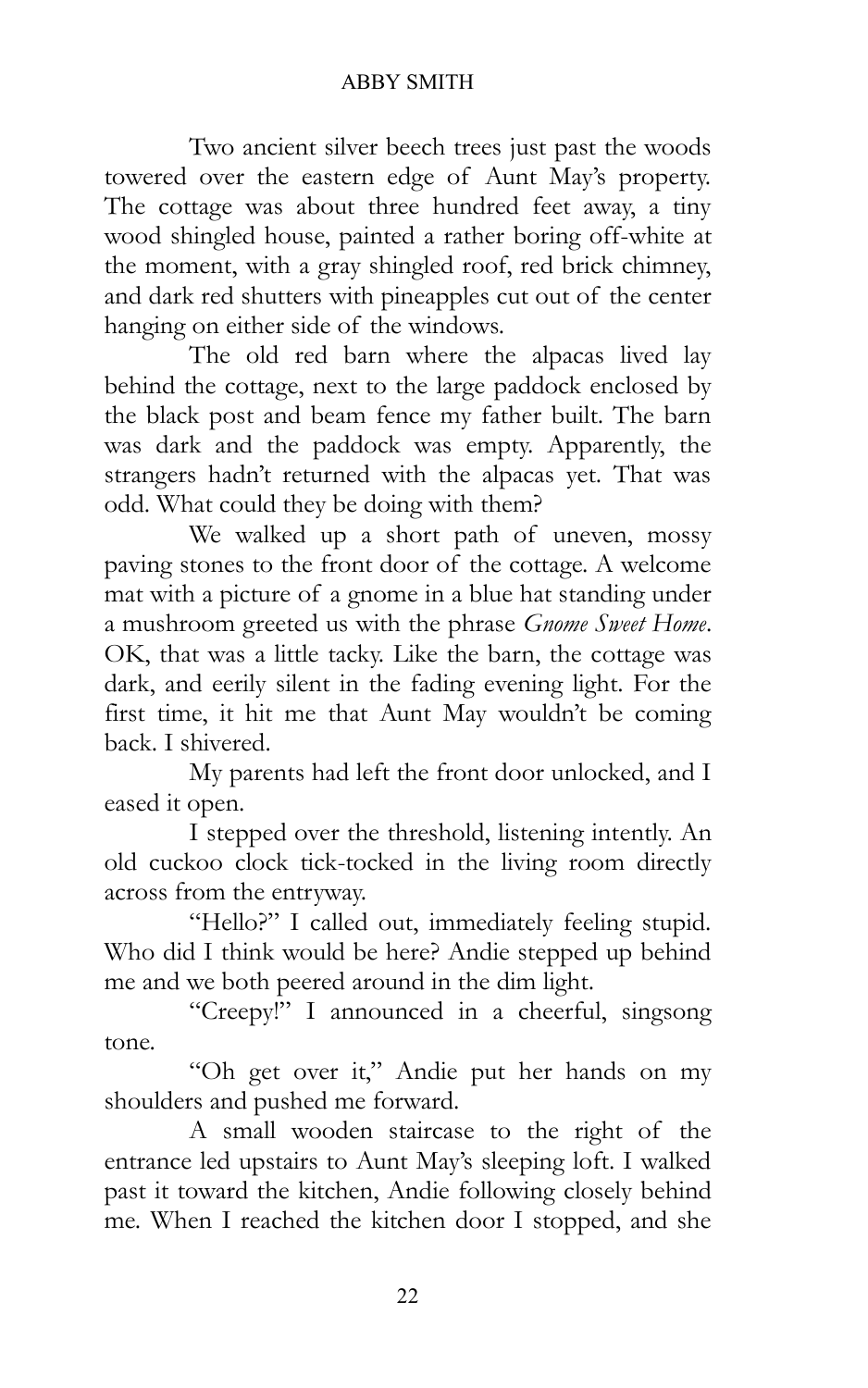Two ancient silver beech trees just past the woods towered over the eastern edge of Aunt May's property. The cottage was about three hundred feet away, a tiny wood shingled house, painted a rather boring off-white at the moment, with a gray shingled roof, red brick chimney, and dark red shutters with pineapples cut out of the center hanging on either side of the windows.

The old red barn where the alpacas lived lay behind the cottage, next to the large paddock enclosed by the black post and beam fence my father built. The barn was dark and the paddock was empty. Apparently, the strangers hadn't returned with the alpacas yet. That was odd. What could they be doing with them?

We walked up a short path of uneven, mossy paving stones to the front door of the cottage. A welcome mat with a picture of a gnome in a blue hat standing under a mushroom greeted us with the phrase *Gnome Sweet Home*. OK, that was a little tacky. Like the barn, the cottage was dark, and eerily silent in the fading evening light. For the first time, it hit me that Aunt May wouldn't be coming back. I shivered.

My parents had left the front door unlocked, and I eased it open.

I stepped over the threshold, listening intently. An old cuckoo clock tick-tocked in the living room directly across from the entryway.

"Hello?" I called out, immediately feeling stupid. Who did I think would be here? Andie stepped up behind me and we both peered around in the dim light.

"Creepy!" I announced in a cheerful, singsong tone.

"Oh get over it," Andie put her hands on my shoulders and pushed me forward.

A small wooden staircase to the right of the entrance led upstairs to Aunt May's sleeping loft. I walked past it toward the kitchen, Andie following closely behind me. When I reached the kitchen door I stopped, and she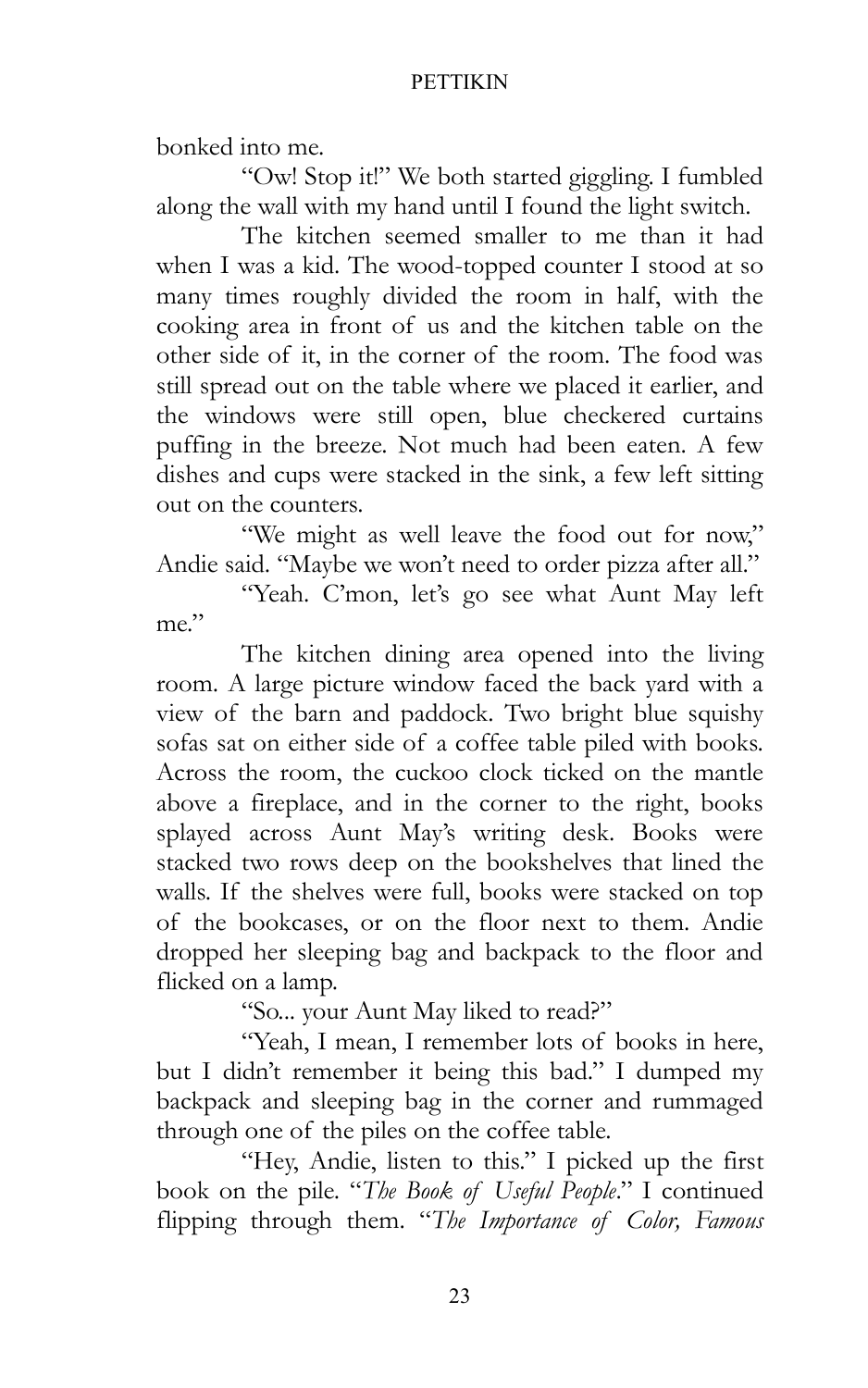bonked into me.

"Ow! Stop it!" We both started giggling. I fumbled along the wall with my hand until I found the light switch.

The kitchen seemed smaller to me than it had when I was a kid. The wood-topped counter I stood at so many times roughly divided the room in half, with the cooking area in front of us and the kitchen table on the other side of it, in the corner of the room. The food was still spread out on the table where we placed it earlier, and the windows were still open, blue checkered curtains puffing in the breeze. Not much had been eaten. A few dishes and cups were stacked in the sink, a few left sitting out on the counters.

"We might as well leave the food out for now," Andie said. "Maybe we won't need to order pizza after all."

"Yeah. C'mon, let's go see what Aunt May left me."

The kitchen dining area opened into the living room. A large picture window faced the back yard with a view of the barn and paddock. Two bright blue squishy sofas sat on either side of a coffee table piled with books. Across the room, the cuckoo clock ticked on the mantle above a fireplace, and in the corner to the right, books splayed across Aunt May's writing desk. Books were stacked two rows deep on the bookshelves that lined the walls. If the shelves were full, books were stacked on top of the bookcases, or on the floor next to them. Andie dropped her sleeping bag and backpack to the floor and flicked on a lamp.

"So... your Aunt May liked to read?"

"Yeah, I mean, I remember lots of books in here, but I didn't remember it being this bad." I dumped my backpack and sleeping bag in the corner and rummaged through one of the piles on the coffee table.

"Hey, Andie, listen to this." I picked up the first book on the pile. "*The Book of Useful People*." I continued flipping through them. "*The Importance of Color, Famous*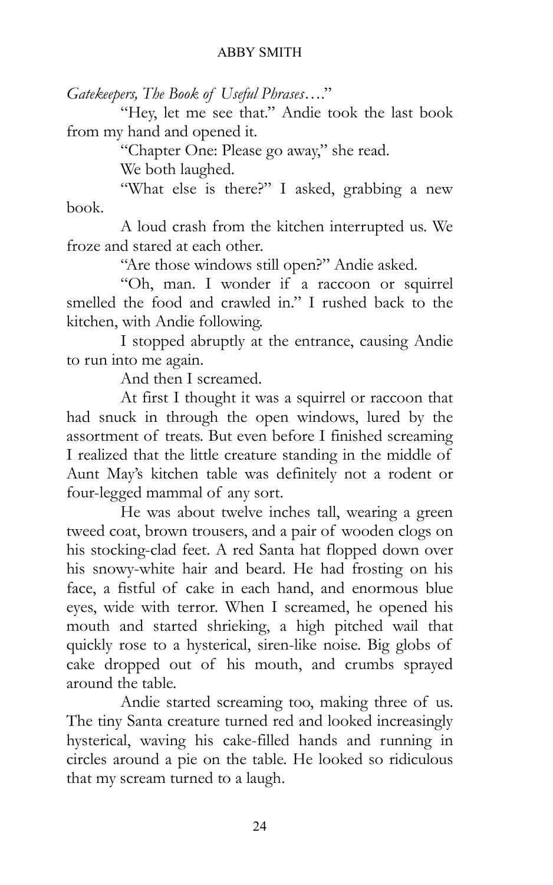*Gatekeepers, The Book of Useful Phrases….*"

"Hey, let me see that." Andie took the last book from my hand and opened it.

"Chapter One: Please go away," she read.

We both laughed.

"What else is there?" I asked, grabbing a new book.

A loud crash from the kitchen interrupted us. We froze and stared at each other.

"Are those windows still open?" Andie asked.

"Oh, man. I wonder if a raccoon or squirrel smelled the food and crawled in." I rushed back to the kitchen, with Andie following.

I stopped abruptly at the entrance, causing Andie to run into me again.

And then I screamed.

At first I thought it was a squirrel or raccoon that had snuck in through the open windows, lured by the assortment of treats. But even before I finished screaming I realized that the little creature standing in the middle of Aunt May's kitchen table was definitely not a rodent or four-legged mammal of any sort.

He was about twelve inches tall, wearing a green tweed coat, brown trousers, and a pair of wooden clogs on his stocking-clad feet. A red Santa hat flopped down over his snowy-white hair and beard. He had frosting on his face, a fistful of cake in each hand, and enormous blue eyes, wide with terror. When I screamed, he opened his mouth and started shrieking, a high pitched wail that quickly rose to a hysterical, siren-like noise. Big globs of cake dropped out of his mouth, and crumbs sprayed around the table.

Andie started screaming too, making three of us. The tiny Santa creature turned red and looked increasingly hysterical, waving his cake-filled hands and running in circles around a pie on the table. He looked so ridiculous that my scream turned to a laugh.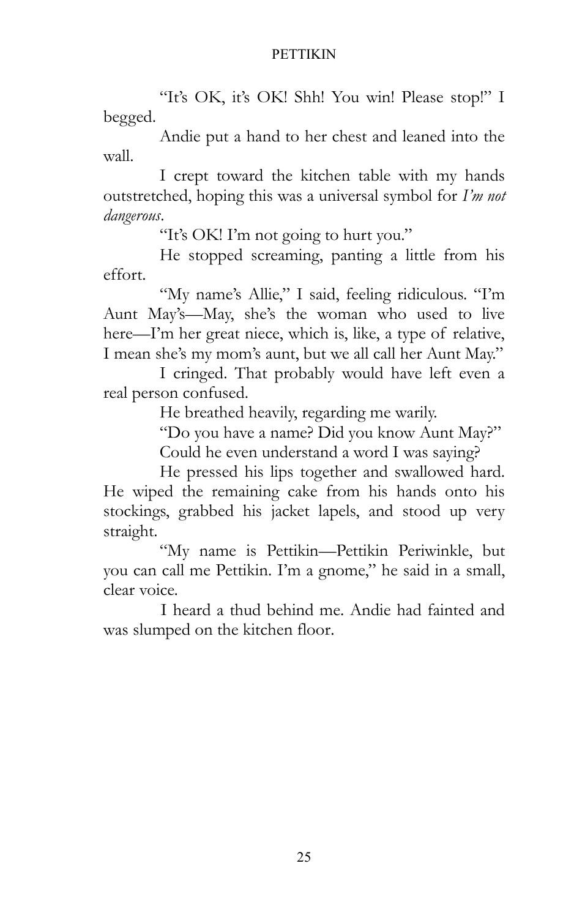"It's OK, it's OK! Shh! You win! Please stop!" I begged.

Andie put a hand to her chest and leaned into the wall.

I crept toward the kitchen table with my hands outstretched, hoping this was a universal symbol for *I'm not dangerous*.

"It's OK! I'm not going to hurt you."

He stopped screaming, panting a little from his effort.

"My name's Allie," I said, feeling ridiculous. "I'm Aunt May's—May, she's the woman who used to live here—I'm her great niece, which is, like, a type of relative, I mean she's my mom's aunt, but we all call her Aunt May."

I cringed. That probably would have left even a real person confused.

He breathed heavily, regarding me warily.

"Do you have a name? Did you know Aunt May?"

Could he even understand a word I was saying?

He pressed his lips together and swallowed hard. He wiped the remaining cake from his hands onto his stockings, grabbed his jacket lapels, and stood up very straight.

"My name is Pettikin—Pettikin Periwinkle, but you can call me Pettikin. I'm a gnome," he said in a small, clear voice.

I heard a thud behind me. Andie had fainted and was slumped on the kitchen floor.